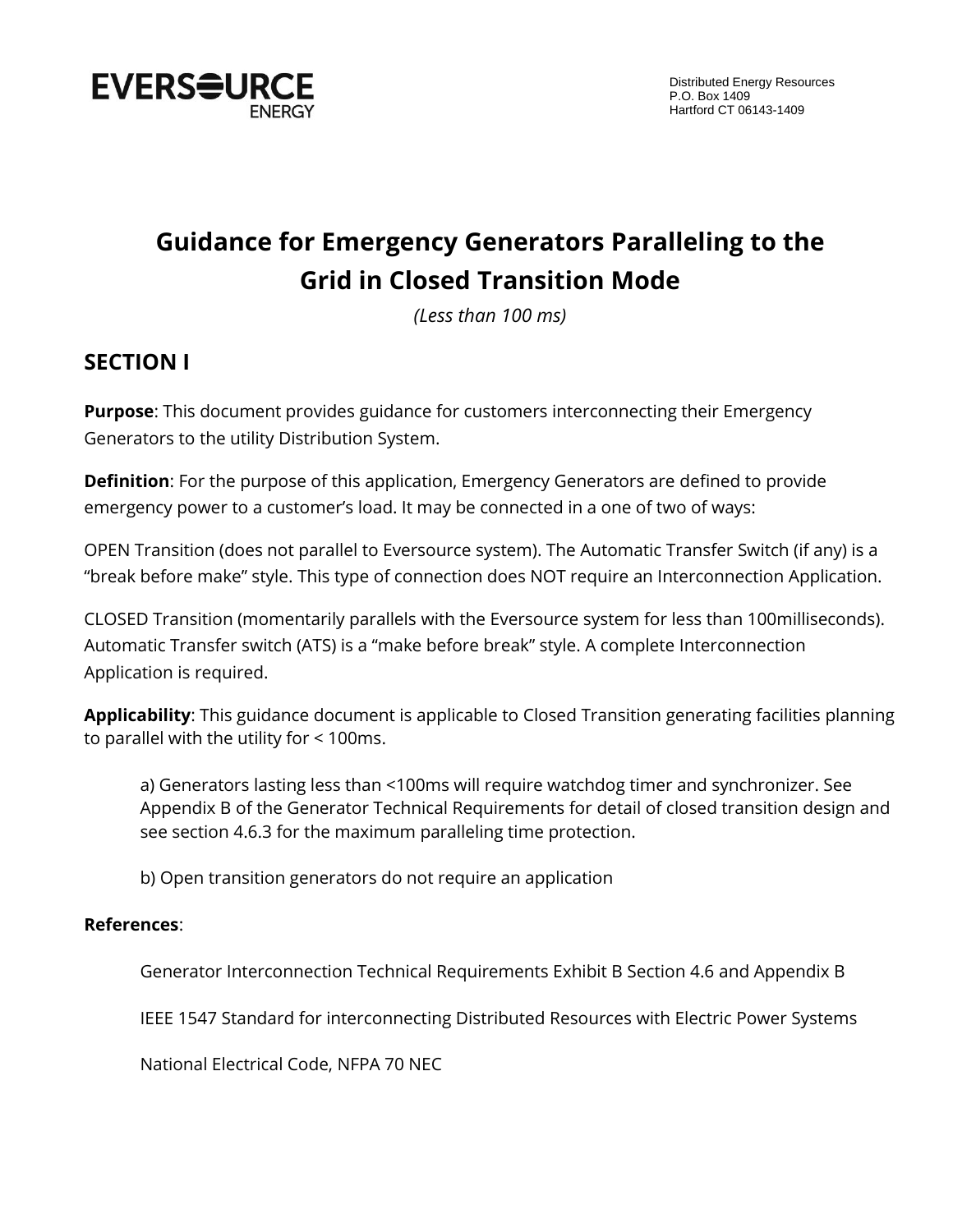EVERSOURCE ENERGY

Distributed Energy Resources
P.O. Box 1409
Hartford CT 06143-1409

# Guidance for Emergency Generators Paralleling to the Grid in Closed Transition Mode

*(Less than 100 ms)*

## SECTION I

**Purpose**: This document provides guidance for customers interconnecting their Emergency Generators to the utility Distribution System.

**Definition**: For the purpose of this application, Emergency Generators are defined to provide emergency power to a customer's load. It may be connected in a one of two of ways:

OPEN Transition (does not parallel to Eversource system). The Automatic Transfer Switch (if any) is a "break before make" style. This type of connection does NOT require an Interconnection Application.

CLOSED Transition (momentarily parallels with the Eversource system for less than 100milliseconds). Automatic Transfer switch (ATS) is a "make before break" style. A complete Interconnection Application is required.

**Applicability**: This guidance document is applicable to Closed Transition generating facilities planning to parallel with the utility for < 100ms.

> a) Generators lasting less than <100ms will require watchdog timer and synchronizer. See Appendix B of the Generator Technical Requirements for detail of closed transition design and see section 4.6.3 for the maximum paralleling time protection.
>
> b) Open transition generators do not require an application

**References**:

> Generator Interconnection Technical Requirements Exhibit B Section 4.6 and Appendix B
>
> IEEE 1547 Standard for interconnecting Distributed Resources with Electric Power Systems
>
> National Electrical Code, NFPA 70 NEC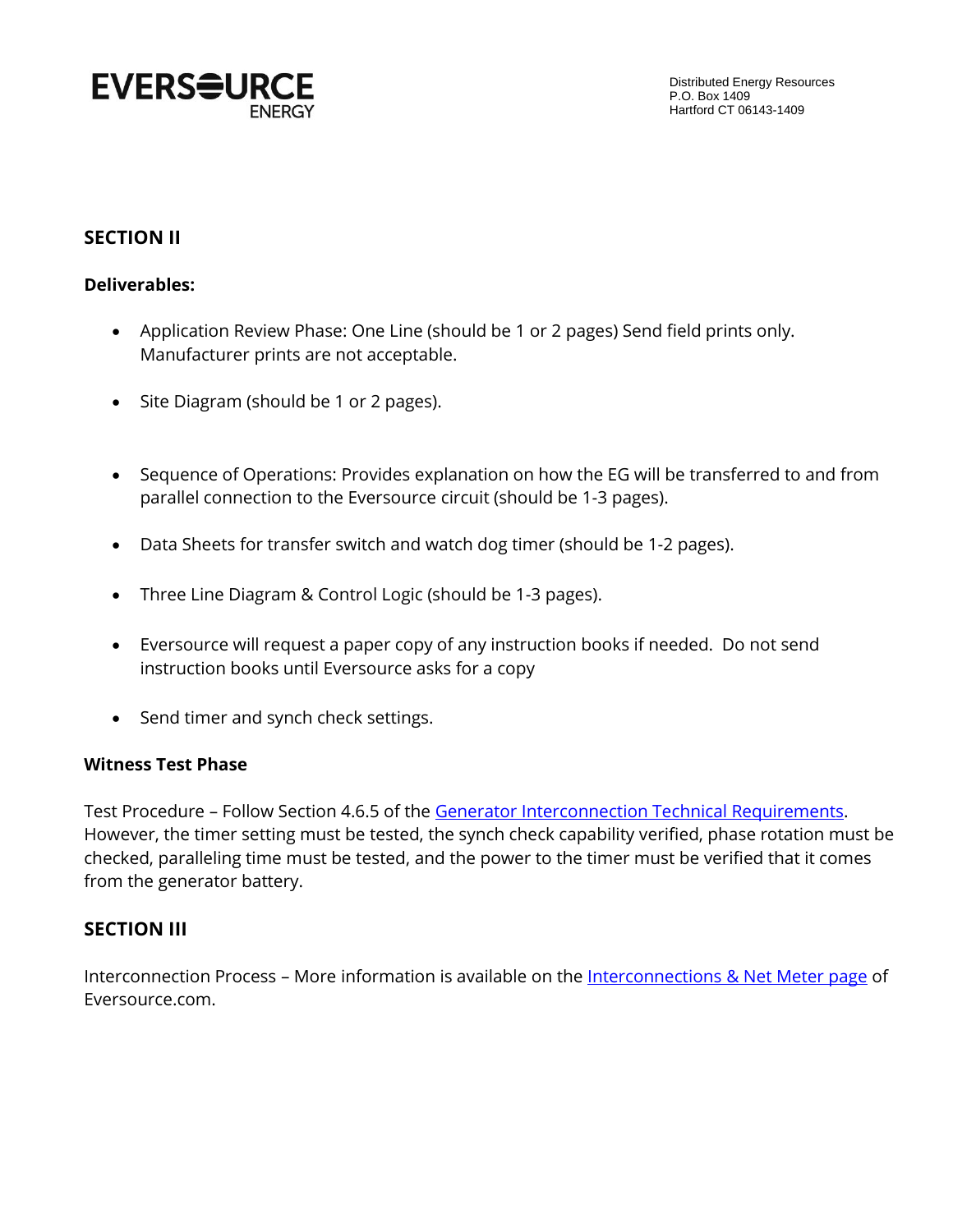Distributed Energy Resources
P.O. Box 1409
Hartford CT 06143-1409

## SECTION II

**Deliverables:**

- Application Review Phase: One Line (should be 1 or 2 pages) Send field prints only. Manufacturer prints are not acceptable.
- Site Diagram (should be 1 or 2 pages).
- Sequence of Operations: Provides explanation on how the EG will be transferred to and from parallel connection to the Eversource circuit (should be 1-3 pages).
- Data Sheets for transfer switch and watch dog timer (should be 1-2 pages).
- Three Line Diagram & Control Logic (should be 1-3 pages).
- Eversource will request a paper copy of any instruction books if needed. Do not send instruction books until Eversource asks for a copy
- Send timer and synch check settings.

**Witness Test Phase**

Test Procedure – Follow Section 4.6.5 of the Generator Interconnection Technical Requirements. However, the timer setting must be tested, the synch check capability verified, phase rotation must be checked, paralleling time must be tested, and the power to the timer must be verified that it comes from the generator battery.

## SECTION III

Interconnection Process – More information is available on the Interconnections & Net Meter page of Eversource.com.